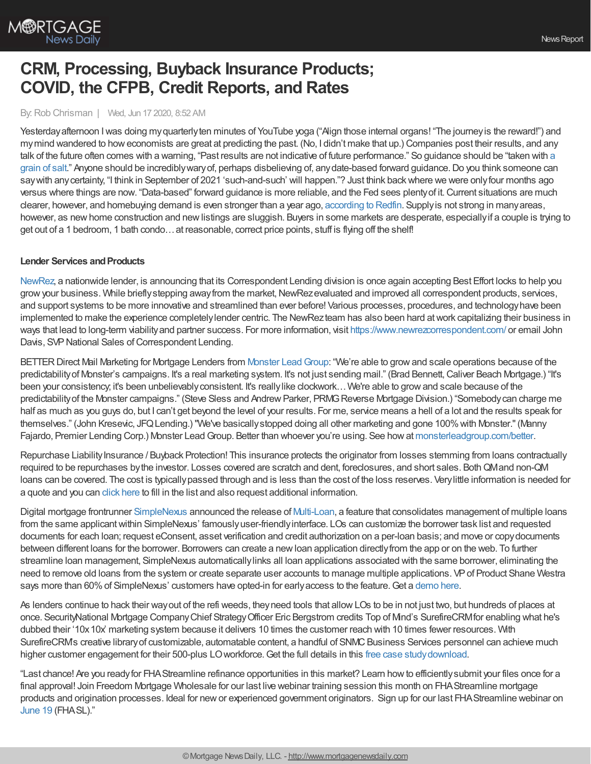# CRM, Processing, Buyback Insurance Products; COVID, the CFPB, Credit Reports, and Rates

By: Rob Chrisman | Wed, Jun 17 2020, 8:52 AM

Yesterday afternoon I was doing my quarterly ten minutes of YouTube yoga ("Align those internal organs! "The journey is the reward!") and my mind wandered to how economists are great at predicting the past. (No, I didn't make that up.) Companies post their results, and any talk of the future often comes with a warning, "Past results are not indicative of future performance." So guidance should be "taken with a grain of salt." Anyone should be incredibly wary of, perhaps disbelieving of, any date-based forward guidance. Do you think someone can say with any certainty, "I think in September of 2021 'such-and-such' will happen."? Just think back where we were only four months ago versus where things are now. "Data-based" forward guidance is more reliable, and the Fed sees plenty of it. Current situations are much clearer, however, and homebuying demand is even stronger than a year ago, according to Redfin. Supply is not strong in many areas, however, as new home construction and new listings are sluggish. Buyers in some markets are desperate, especially if a couple is trying to get out of a 1 bedroom, 1 bath condo… at reasonable, correct price points, stuff is flying off the shelf!

**Lender Services and Products**

NewRez, a nationwide lender, is announcing that its Correspondent Lending division is once again accepting Best Effort locks to help you grow your business. While briefly stepping away from the market, NewRez evaluated and improved all correspondent products, services, and support systems to be more innovative and streamlined than ever before! Various processes, procedures, and technology have been implemented to make the experience completely lender centric. The NewRez team has also been hard at work capitalizing their business in ways that lead to long-term viability and partner success. For more information, visit https://www.newrezcorrespondent.com/ or email John Davis, SVP National Sales of Correspondent Lending.

BETTER Direct Mail Marketing for Mortgage Lenders from Monster Lead Group: "We're able to grow and scale operations because of the predictability of Monster's campaigns. It's a real marketing system. It's not just sending mail." (Brad Bennett, Caliver Beach Mortgage.) "It's been your consistency; it's been unbelievably consistent. It's really like clockwork… We're able to grow and scale because of the predictability of the Monster campaigns." (Steve Sless and Andrew Parker, PRMG Reverse Mortgage Division.) "Somebody can charge me half as much as you guys do, but I can't get beyond the level of your results. For me, service means a hell of a lot and the results speak for themselves." (John Kresevic, JFQ Lending.) "We've basically stopped doing all other marketing and gone 100% with Monster." (Manny Fajardo, Premier Lending Corp.) Monster Lead Group. Better than whoever you're using. See how at monsterleadgroup.com/better.

Repurchase Liability Insurance / Buyback Protection! This insurance protects the originator from losses stemming from loans contractually required to be repurchases by the investor. Losses covered are scratch and dent, foreclosures, and short sales. Both QM and non-QM loans can be covered. The cost is typically passed through and is less than the cost of the loss reserves. Very little information is needed for a quote and you can click here to fill in the list and also request additional information.

Digital mortgage frontrunner SimpleNexus announced the release of Multi-Loan, a feature that consolidates management of multiple loans from the same applicant within SimpleNexus' famously user-friendly interface. LOs can customize the borrower task list and requested documents for each loan; request eConsent, asset verification and credit authorization on a per-loan basis; and move or copy documents between different loans for the borrower. Borrowers can create a new loan application directly from the app or on the web. To further streamline loan management, SimpleNexus automatically links all loan applications associated with the same borrower, eliminating the need to remove old loans from the system or create separate user accounts to manage multiple applications. VP of Product Shane Westra says more than 60% of SimpleNexus' customers have opted-in for early access to the feature. Get a demo here.

As lenders continue to hack their way out of the refi weeds, they need tools that allow LOs to be in not just two, but hundreds of places at once. SecurityNational Mortgage Company Chief Strategy Officer Eric Bergstrom credits Top of Mind's SurefireCRM for enabling what he's dubbed their '10x 10x' marketing system because it delivers 10 times the customer reach with 10 times fewer resources. With SurefireCRM's creative library of customizable, automatable content, a handful of SNMC Business Services personnel can achieve much higher customer engagement for their 500-plus LO workforce. Get the full details in this free case study download.

"Last chance! Are you ready for FHA Streamline refinance opportunities in this market? Learn how to efficiently submit your files once for a final approval! Join Freedom Mortgage Wholesale for our last live webinar training session this month on FHA Streamline mortgage products and origination processes. Ideal for new or experienced government originators. Sign up for our last FHA Streamline webinar on June 19 (FHA SL)."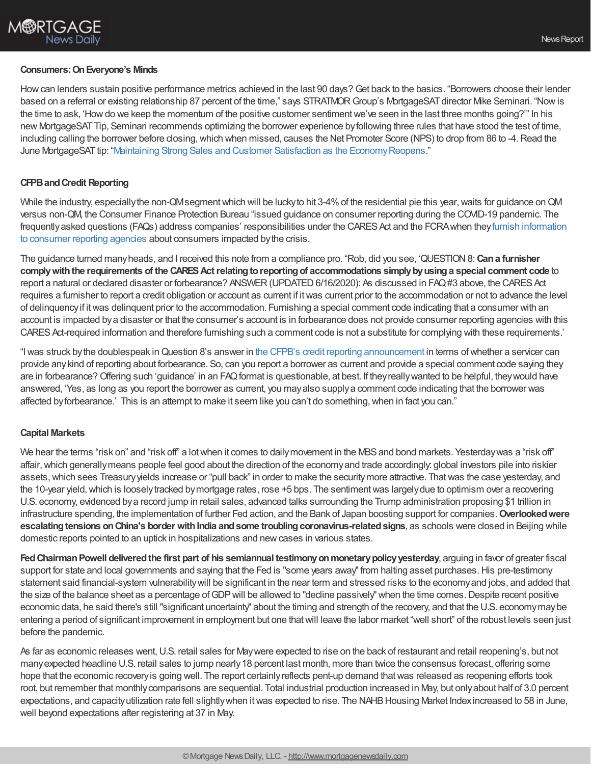### Consumers: On Everyone's Minds

How can lenders sustain positive performance metrics achieved in the last 90 days? Get back to the basics. "Borrowers choose their lender based on a referral or existing relationship 87 percent of the time," says STRATMOR Group's MortgageSAT director Mike Seminari. "Now is the time to ask, 'How do we keep the momentum of the positive customer sentiment we've seen in the last three months going?'" In his new MortgageSAT Tip, Seminari recommends optimizing the borrower experience by following three rules that have stood the test of time, including calling the borrower before closing, which when missed, causes the Net Promoter Score (NPS) to drop from 86 to -4. Read the June MortgageSAT tip: "Maintaining Strong Sales and Customer Satisfaction as the Economy Reopens."

### CFPB and Credit Reporting

While the industry, especially the non-QM segment which will be lucky to hit 3-4% of the residential pie this year, waits for guidance on QM versus non-QM, the Consumer Finance Protection Bureau "issued guidance on consumer reporting during the COVID-19 pandemic. The frequently asked questions (FAQs) address companies' responsibilities under the CARES Act and the FCRA when they furnish information to consumer reporting agencies about consumers impacted by the crisis.

The guidance turned many heads, and I received this note from a compliance pro. "Rob, did you see, 'QUESTION 8: **Can a furnisher comply with the requirements of the CARES Act relating to reporting of accommodations simply by using a special comment code** to report a natural or declared disaster or forbearance? ANSWER (UPDATED 6/16/2020): As discussed in FAQ #3 above, the CARES Act requires a furnisher to report a credit obligation or account as current if it was current prior to the accommodation or not to advance the level of delinquency if it was delinquent prior to the accommodation. Furnishing a special comment code indicating that a consumer with an account is impacted by a disaster or that the consumer's account is in forbearance does not provide consumer reporting agencies with this CARES Act-required information and therefore furnishing such a comment code is not a substitute for complying with these requirements.'

"I was struck by the doublespeak in Question 8's answer in the CFPB's credit reporting announcement in terms of whether a servicer can provide any kind of reporting about forbearance. So, can you report a borrower as current and provide a special comment code saying they are in forbearance? Offering such 'guidance' in an FAQ format is questionable, at best. If they really wanted to be helpful, they would have answered, 'Yes, as long as you report the borrower as current, you may also supply a comment code indicating that the borrower was affected by forbearance.' This is an attempt to make it seem like you can't do something, when in fact you can."

### Capital Markets

We hear the terms "risk on" and "risk off" a lot when it comes to daily movement in the MBS and bond markets. Yesterday was a "risk off" affair, which generally means people feel good about the direction of the economy and trade accordingly: global investors pile into riskier assets, which sees Treasury yields increase or "pull back" in order to make the security more attractive. That was the case yesterday, and the 10-year yield, which is loosely tracked by mortgage rates, rose +5 bps. The sentiment was largely due to optimism over a recovering U.S. economy, evidenced by a record jump in retail sales, advanced talks surrounding the Trump administration proposing $1 trillion in infrastructure spending, the implementation of further Fed action, and the Bank of Japan boosting support for companies. **Overlooked were escalating tensions on China's border with India and some troubling coronavirus-related signs**, as schools were closed in Beijing while domestic reports pointed to an uptick in hospitalizations and new cases in various states.

**Fed Chairman Powell delivered the first part of his semiannual testimony on monetary policy yesterday**, arguing in favor of greater fiscal support for state and local governments and saying that the Fed is "some years away" from halting asset purchases. His pre-testimony statement said financial-system vulnerability will be significant in the near term and stressed risks to the economy and jobs, and added that the size of the balance sheet as a percentage of GDP will be allowed to "decline passively" when the time comes. Despite recent positive economic data, he said there's still "significant uncertainty" about the timing and strength of the recovery, and that the U.S. economy may be entering a period of significant improvement in employment but one that will leave the labor market "well short" of the robust levels seen just before the pandemic.

As far as economic releases went, U.S. retail sales for May were expected to rise on the back of restaurant and retail reopening's, but not many expected headline U.S. retail sales to jump nearly 18 percent last month, more than twice the consensus forecast, offering some hope that the economic recovery is going well. The report certainly reflects pent-up demand that was released as reopening efforts took root, but remember that monthly comparisons are sequential. Total industrial production increased in May, but only about half of 3.0 percent expectations, and capacity utilization rate fell slightly when it was expected to rise. The NAHB Housing Market Index increased to 58 in June, well beyond expectations after registering at 37 in May.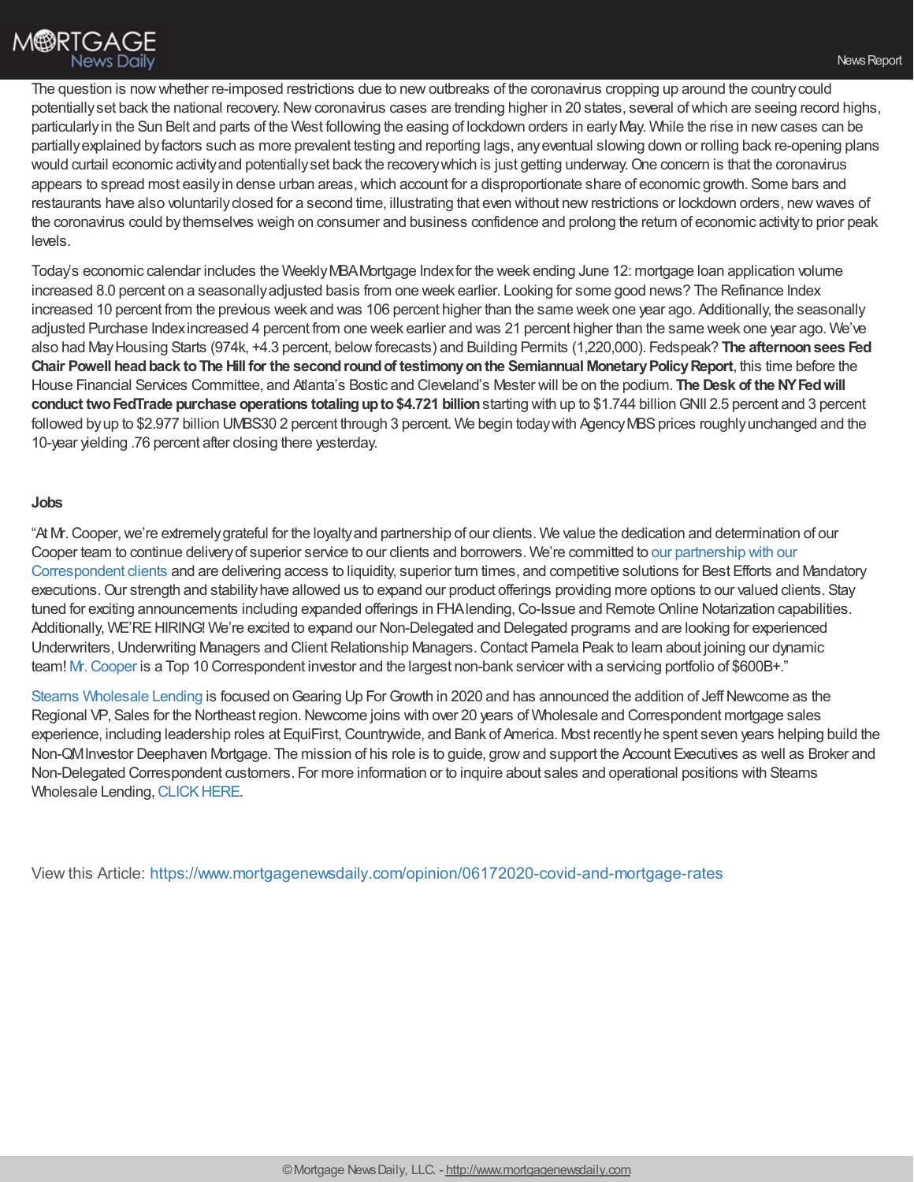The question is now whether re-imposed restrictions due to new outbreaks of the coronavirus cropping up around the country could potentially set back the national recovery. New coronavirus cases are trending higher in 20 states, several of which are seeing record highs, particularly in the Sun Belt and parts of the West following the easing of lockdown orders in early May. While the rise in new cases can be partially explained by factors such as more prevalent testing and reporting lags, any eventual slowing down or rolling back re-opening plans would curtail economic activity and potentially set back the recovery which is just getting underway. One concern is that the coronavirus appears to spread most easily in dense urban areas, which account for a disproportionate share of economic growth. Some bars and restaurants have also voluntarily closed for a second time, illustrating that even without new restrictions or lockdown orders, new waves of the coronavirus could by themselves weigh on consumer and business confidence and prolong the return of economic activity to prior peak levels.

Today's economic calendar includes the Weekly MBA Mortgage Index for the week ending June 12: mortgage loan application volume increased 8.0 percent on a seasonally adjusted basis from one week earlier. Looking for some good news? The Refinance Index increased 10 percent from the previous week and was 106 percent higher than the same week one year ago. Additionally, the seasonally adjusted Purchase Index increased 4 percent from one week earlier and was 21 percent higher than the same week one year ago. We've also had May Housing Starts (974k, +4.3 percent, below forecasts) and Building Permits (1,220,000). Fedspeak? **The afternoon sees Fed Chair Powell head back to The Hill for the second round of testimony on the Semiannual Monetary Policy Report**, this time before the House Financial Services Committee, and Atlanta's Bostic and Cleveland's Mester will be on the podium. **The Desk of the NY Fed will conduct two FedTrade purchase operations totaling up to $4.721 billion** starting with up to $1.744 billion GNII 2.5 percent and 3 percent followed by up to $2.977 billion UMBS30 2 percent through 3 percent. We begin today with Agency MBS prices roughly unchanged and the 10-year yielding .76 percent after closing there yesterday.

**Jobs**

"At Mr. Cooper, we're extremely grateful for the loyalty and partnership of our clients. We value the dedication and determination of our Cooper team to continue delivery of superior service to our clients and borrowers. We're committed to our partnership with our Correspondent clients and are delivering access to liquidity, superior turn times, and competitive solutions for Best Efforts and Mandatory executions. Our strength and stability have allowed us to expand our product offerings providing more options to our valued clients. Stay tuned for exciting announcements including expanded offerings in FHA lending, Co-Issue and Remote Online Notarization capabilities. Additionally, WE'RE HIRING! We're excited to expand our Non-Delegated and Delegated programs and are looking for experienced Underwriters, Underwriting Managers and Client Relationship Managers. Contact Pamela Peak to learn about joining our dynamic team! Mr. Cooper is a Top 10 Correspondent investor and the largest non-bank servicer with a servicing portfolio of $600B+."

Stearns Wholesale Lending is focused on Gearing Up For Growth in 2020 and has announced the addition of Jeff Newcome as the Regional VP, Sales for the Northeast region. Newcome joins with over 20 years of Wholesale and Correspondent mortgage sales experience, including leadership roles at EquiFirst, Countrywide, and Bank of America. Most recently he spent seven years helping build the Non-QM Investor Deephaven Mortgage. The mission of his role is to guide, grow and support the Account Executives as well as Broker and Non-Delegated Correspondent customers. For more information or to inquire about sales and operational positions with Stearns Wholesale Lending, CLICK HERE.

View this Article: https://www.mortgagenewsdaily.com/opinion/06172020-covid-and-mortgage-rates